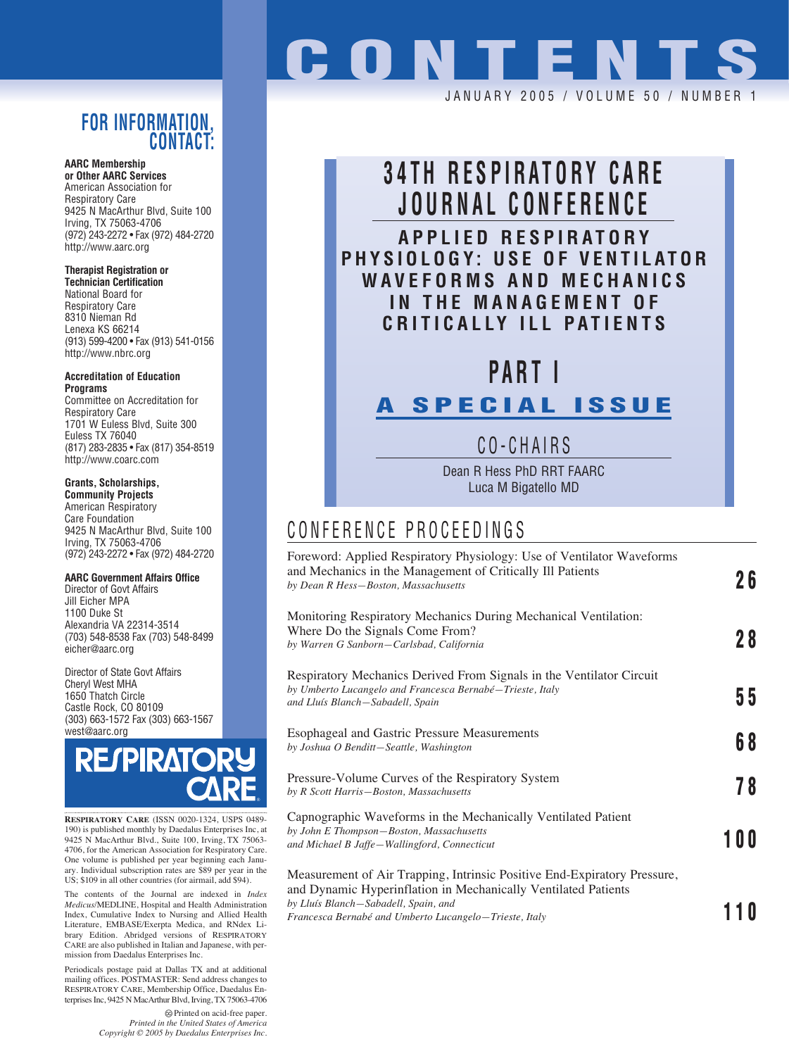# CONTENTS

JANUARY 2005 / VOLUME 50 / NUMBER 1

## 34TH RESPIRATORY CARE JOURNAL CONFERENCE

### APPLIED RESPIRATORY PHYSIOLOGY: USE OF VENTILATOR WAVEFORMS AND MECHANICS IN THE MANAGEMENT OF CRITICALLY ILL PATIENTS

## PART I

### A SPECIAL ISSUE

CO-CHAIRS

Dean R Hess PhD RRT FAARC
Luca M Bigatello MD

## CONFERENCE PROCEEDINGS

Foreword: Applied Respiratory Physiology: Use of Ventilator Waveforms and Mechanics in the Management of Critically Ill Patients
*by Dean R Hess—Boston, Massachusetts* **26**

Monitoring Respiratory Mechanics During Mechanical Ventilation: Where Do the Signals Come From?
*by Warren G Sanborn—Carlsbad, California* **28**

Respiratory Mechanics Derived From Signals in the Ventilator Circuit
*by Umberto Lucangelo and Francesca Bernabé—Trieste, Italy and Lluís Blanch—Sabadell, Spain* **55**

Esophageal and Gastric Pressure Measurements
*by Joshua O Benditt—Seattle, Washington* **68**

Pressure-Volume Curves of the Respiratory System
*by R Scott Harris—Boston, Massachusetts* **78**

Capnographic Waveforms in the Mechanically Ventilated Patient
*by John E Thompson—Boston, Massachusetts and Michael B Jaffe—Wallingford, Connecticut* **100**

Measurement of Air Trapping, Intrinsic Positive End-Expiratory Pressure, and Dynamic Hyperinflation in Mechanically Ventilated Patients
*by Lluís Blanch—Sabadell, Spain, and Francesca Bernabé and Umberto Lucangelo—Trieste, Italy* **110**

## FOR INFORMATION, CONTACT:

**AARC Membership or Other AARC Services**
American Association for Respiratory Care
9425 N MacArthur Blvd, Suite 100
Irving, TX 75063-4706
(972) 243-2272 • Fax (972) 484-2720
http://www.aarc.org

**Therapist Registration or Technician Certification**
National Board for Respiratory Care
8310 Nieman Rd
Lenexa KS 66214
(913) 599-4200 • Fax (913) 541-0156
http://www.nbrc.org

**Accreditation of Education Programs**
Committee on Accreditation for Respiratory Care
1701 W Euless Blvd, Suite 300
Euless TX 76040
(817) 283-2835 • Fax (817) 354-8519
http://www.coarc.com

**Grants, Scholarships, Community Projects**
American Respiratory Care Foundation
9425 N MacArthur Blvd, Suite 100
Irving, TX 75063-4706
(972) 243-2272 • Fax (972) 484-2720

**AARC Government Affairs Office**
Director of Govt Affairs
Jill Eicher MPA
1100 Duke St
Alexandria VA 22314-3514
(703) 548-8538 Fax (703) 548-8499
eicher@aarc.org

Director of State Govt Affairs
Cheryl West MHA
1650 Thatch Circle
Castle Rock, CO 80109
(303) 663-1572 Fax (303) 663-1567
west@aarc.org

RESPIRATORY CARE

RESPIRATORY CARE (ISSN 0020-1324, USPS 0489-190) is published monthly by Daedalus Enterprises Inc, at 9425 N MacArthur Blvd., Suite 100, Irving, TX 75063-4706, for the American Association for Respiratory Care. One volume is published per year beginning each January. Individual subscription rates are $89 per year in the US; $109 in all other countries (for airmail, add $94).

The contents of the Journal are indexed in *Index Medicus*/MEDLINE, Hospital and Health Administration Index, Cumulative Index to Nursing and Allied Health Literature, EMBASE/Exerpta Medica, and RNdex Library Edition. Abridged versions of RESPIRATORY CARE are also published in Italian and Japanese, with permission from Daedalus Enterprises Inc.

Periodicals postage paid at Dallas TX and at additional mailing offices. POSTMASTER: Send address changes to RESPIRATORY CARE, Membership Office, Daedalus Enterprises Inc, 9425 N MacArthur Blvd, Irving, TX 75063-4706

Printed on acid-free paper.
*Printed in the United States of America*
*Copyright © 2005 by Daedalus Enterprises Inc.*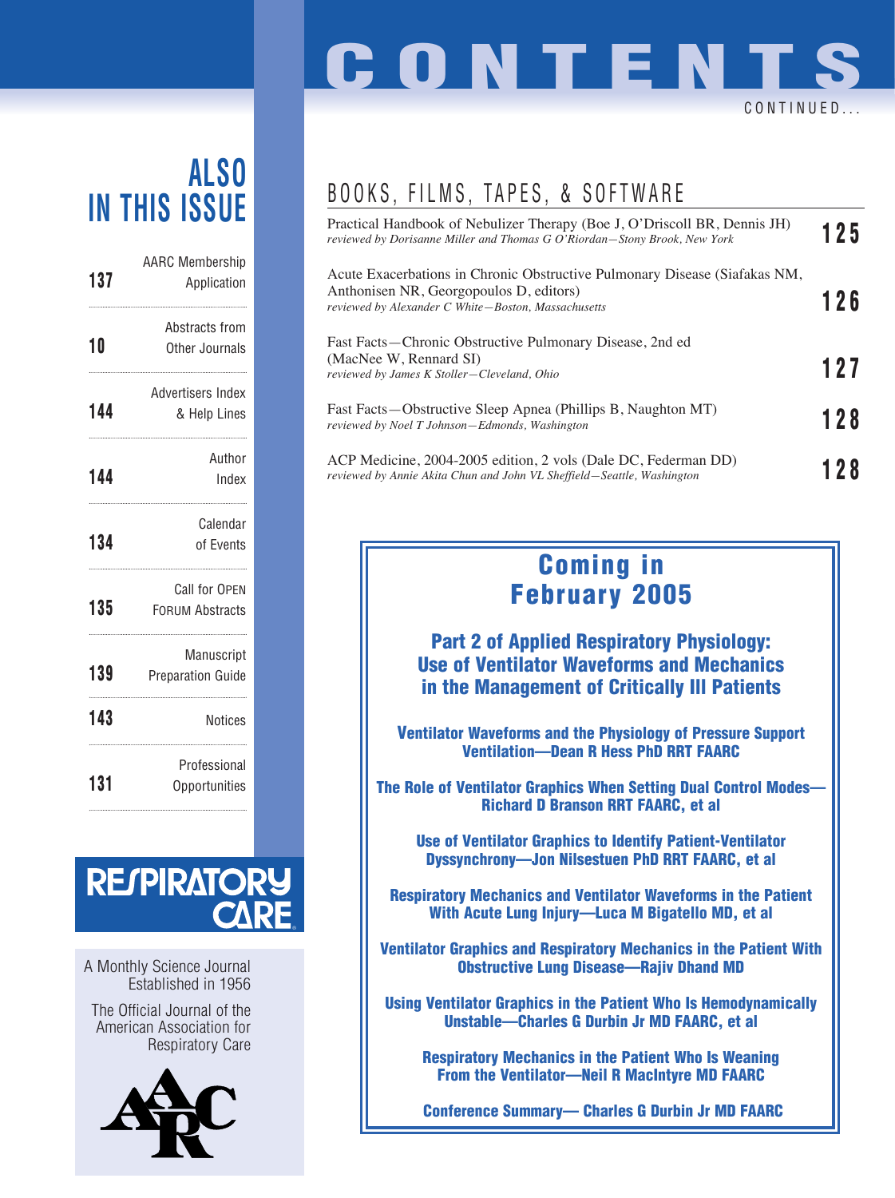# CONTENTS

CONTINUED...

## ALSO IN THIS ISSUE

| | |
|---|---|
| 137 | AARC Membership Application |
| 10 | Abstracts from Other Journals |
| 144 | Advertisers Index & Help Lines |
| 144 | Author Index |
| 134 | Calendar of Events |
| 135 | Call for OPEN FORUM Abstracts |
| 139 | Manuscript Preparation Guide |
| 143 | Notices |
| 131 | Professional Opportunities |

RESPIRATORY CARE

A Monthly Science Journal
Established in 1956

The Official Journal of the
American Association for
Respiratory Care

## BOOKS, FILMS, TAPES, & SOFTWARE

Practical Handbook of Nebulizer Therapy (Boe J, O'Driscoll BR, Dennis JH)
*reviewed by Dorisanne Miller and Thomas G O'Riordan—Stony Brook, New York* **125**

Acute Exacerbations in Chronic Obstructive Pulmonary Disease (Siafakas NM, Anthonisen NR, Georgopoulos D, editors)
*reviewed by Alexander C White—Boston, Massachusetts* **126**

Fast Facts—Chronic Obstructive Pulmonary Disease, 2nd ed (MacNee W, Rennard SI)
*reviewed by James K Stoller—Cleveland, Ohio* **127**

Fast Facts—Obstructive Sleep Apnea (Phillips B, Naughton MT)
*reviewed by Noel T Johnson—Edmonds, Washington* **128**

ACP Medicine, 2004-2005 edition, 2 vols (Dale DC, Federman DD)
*reviewed by Annie Akita Chun and John VL Sheffield—Seattle, Washington* **128**

## Coming in February 2005

**Part 2 of Applied Respiratory Physiology: Use of Ventilator Waveforms and Mechanics in the Management of Critically Ill Patients**

**Ventilator Waveforms and the Physiology of Pressure Support Ventilation—Dean R Hess PhD RRT FAARC**

**The Role of Ventilator Graphics When Setting Dual Control Modes—Richard D Branson RRT FAARC, et al**

**Use of Ventilator Graphics to Identify Patient-Ventilator Dyssynchrony—Jon Nilsestuen PhD RRT FAARC, et al**

**Respiratory Mechanics and Ventilator Waveforms in the Patient With Acute Lung Injury—Luca M Bigatello MD, et al**

**Ventilator Graphics and Respiratory Mechanics in the Patient With Obstructive Lung Disease—Rajiv Dhand MD**

**Using Ventilator Graphics in the Patient Who Is Hemodynamically Unstable—Charles G Durbin Jr MD FAARC, et al**

**Respiratory Mechanics in the Patient Who Is Weaning From the Ventilator—Neil R MacIntyre MD FAARC**

**Conference Summary— Charles G Durbin Jr MD FAARC**